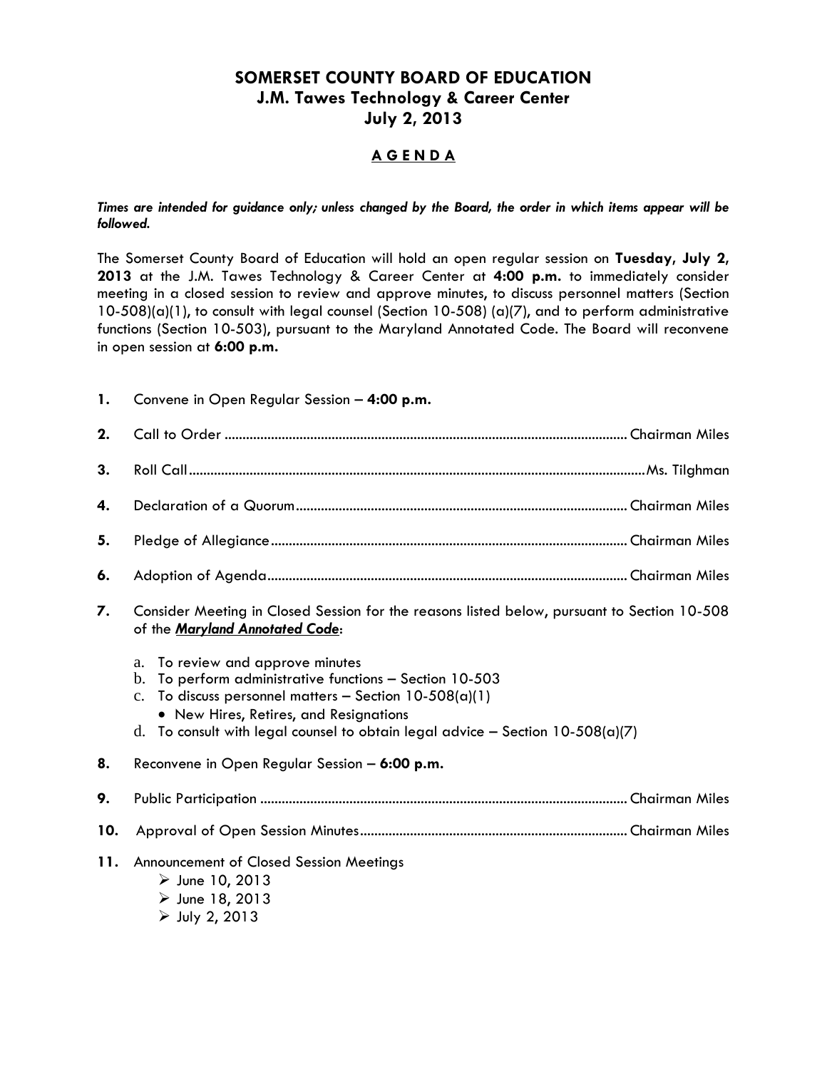# SOMERSET COUNTY BOARD OF EDUCATION
## J.M. Tawes Technology & Career Center
## July 2, 2013

## A G E N D A

***Times are intended for guidance only; unless changed by the Board, the order in which items appear will be followed.***

The Somerset County Board of Education will hold an open regular session on **Tuesday, July 2, 2013** at the J.M. Tawes Technology & Career Center at **4:00 p.m.** to immediately consider meeting in a closed session to review and approve minutes, to discuss personnel matters (Section 10-508)(a)(1), to consult with legal counsel (Section 10-508) (a)(7), and to perform administrative functions (Section 10-503), pursuant to the Maryland Annotated Code. The Board will reconvene in open session at **6:00 p.m.**

**1.** Convene in Open Regular Session – **4:00 p.m.**

**2.** Call to Order ........................................ Chairman Miles

**3.** Roll Call ........................................ Ms. Tilghman

**4.** Declaration of a Quorum ........................................ Chairman Miles

**5.** Pledge of Allegiance ........................................ Chairman Miles

**6.** Adoption of Agenda ........................................ Chairman Miles

**7.** Consider Meeting in Closed Session for the reasons listed below, pursuant to Section 10-508 of the ***Maryland Annotated Code***:

   a. To review and approve minutes
   b. To perform administrative functions – Section 10-503
   c. To discuss personnel matters – Section 10-508(a)(1)
      - New Hires, Retires, and Resignations
   d. To consult with legal counsel to obtain legal advice – Section 10-508(a)(7)

**8.** Reconvene in Open Regular Session – **6:00 p.m.**

**9.** Public Participation ........................................ Chairman Miles

**10.** Approval of Open Session Minutes ........................................ Chairman Miles

**11.** Announcement of Closed Session Meetings
   - June 10, 2013
   - June 18, 2013
   - July 2, 2013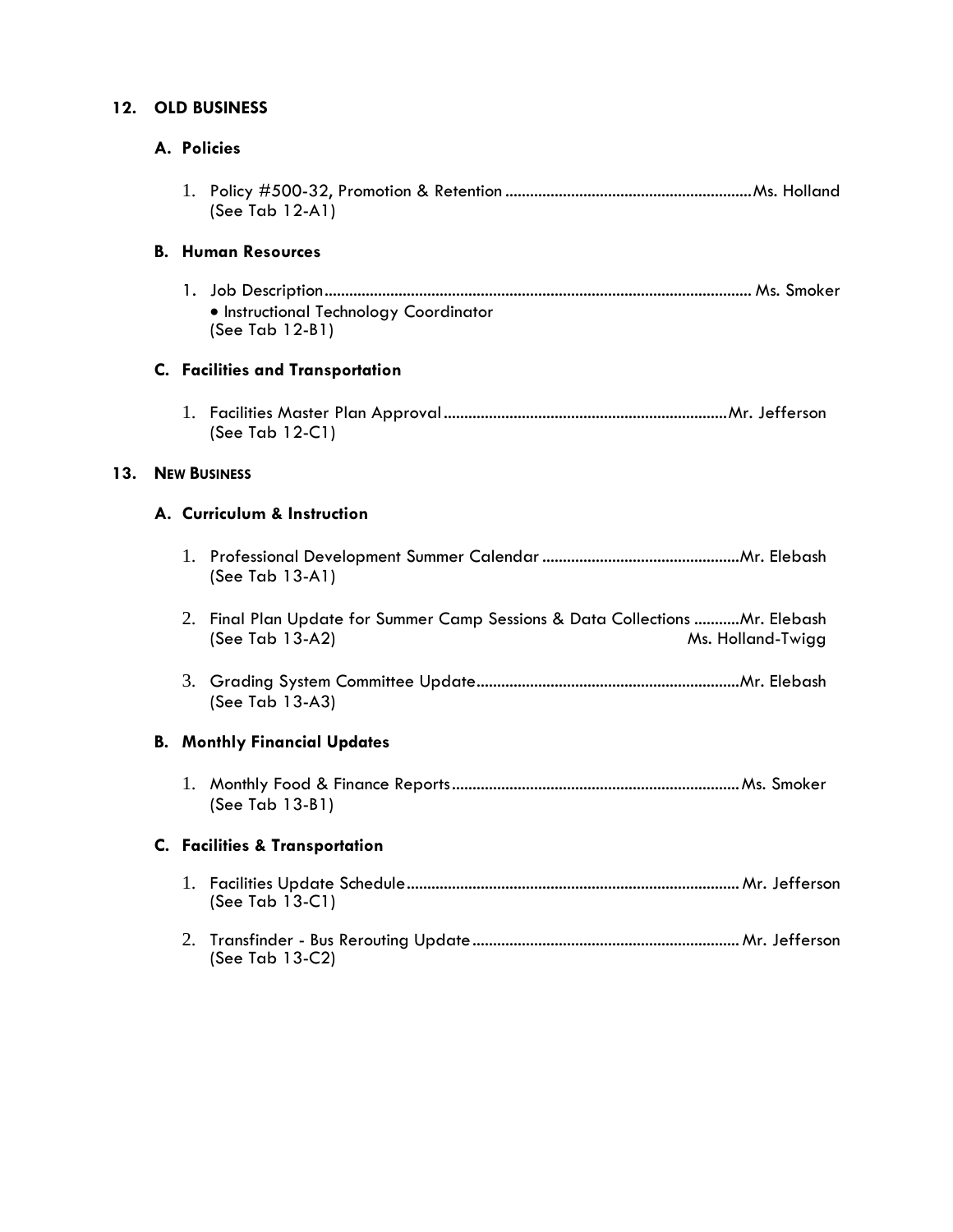## 12. OLD BUSINESS

### A. Policies

1. Policy #500-32, Promotion & Retention ............................................................Ms. Holland
   (See Tab 12-A1)

### B. Human Resources

1. Job Description........................................................................................................ Ms. Smoker
   - Instructional Technology Coordinator

   (See Tab 12-B1)

### C. Facilities and Transportation

1. Facilities Master Plan Approval.....................................................................Mr. Jefferson
   (See Tab 12-C1)

## 13. NEW BUSINESS

### A. Curriculum & Instruction

1. Professional Development Summer Calendar ................................................Mr. Elebash
   (See Tab 13-A1)

2. Final Plan Update for Summer Camp Sessions & Data Collections ...........Mr. Elebash
   (See Tab 13-A2) Ms. Holland-Twigg

3. Grading System Committee Update................................................................Mr. Elebash
   (See Tab 13-A3)

### B. Monthly Financial Updates

1. Monthly Food & Finance Reports......................................................................Ms. Smoker
   (See Tab 13-B1)

### C. Facilities & Transportation

1. Facilities Update Schedule................................................................................ Mr. Jefferson
   (See Tab 13-C1)

2. Transfinder - Bus Rerouting Update................................................................ Mr. Jefferson
   (See Tab 13-C2)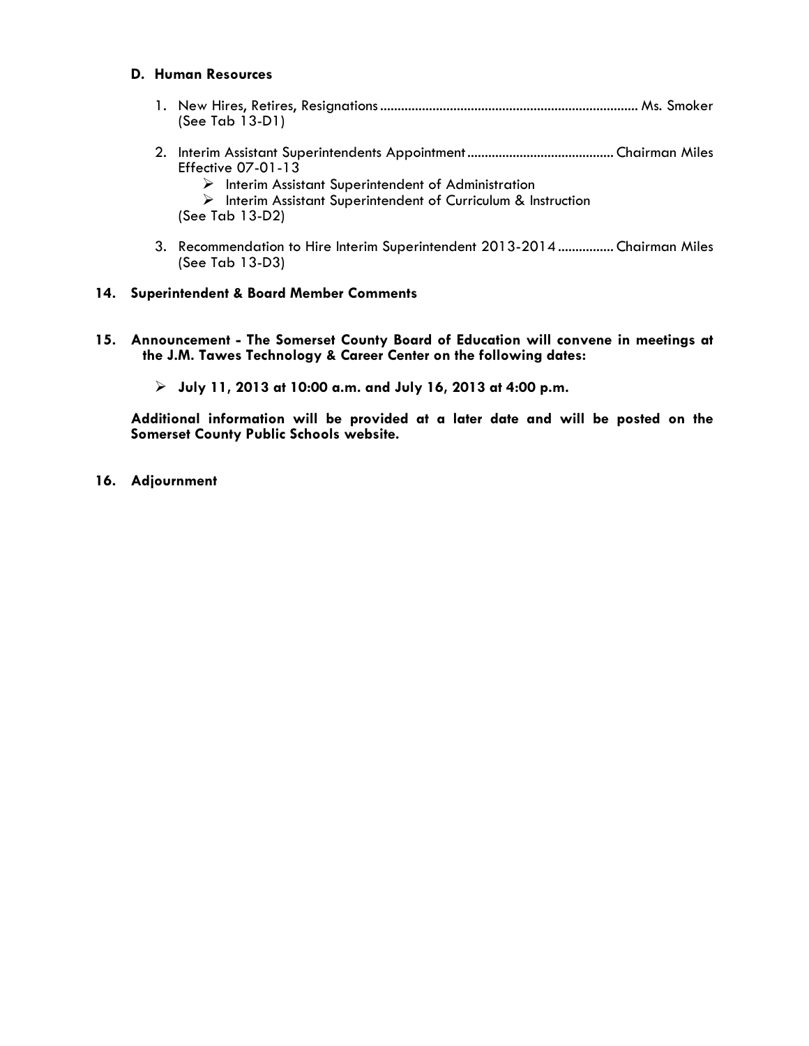**D. Human Resources**

1. New Hires, Retires, Resignations ........................................................................ Ms. Smoker
   (See Tab 13-D1)

2. Interim Assistant Superintendents Appointment .......................................... Chairman Miles
   Effective 07-01-13
   - Interim Assistant Superintendent of Administration
   - Interim Assistant Superintendent of Curriculum & Instruction

   (See Tab 13-D2)

3. Recommendation to Hire Interim Superintendent 2013-2014 ................ Chairman Miles
   (See Tab 13-D3)

**14. Superintendent & Board Member Comments**

**15. Announcement - The Somerset County Board of Education will convene in meetings at the J.M. Tawes Technology & Career Center on the following dates:**

- **July 11, 2013 at 10:00 a.m. and July 16, 2013 at 4:00 p.m.**

**Additional information will be provided at a later date and will be posted on the Somerset County Public Schools website.**

**16. Adjournment**